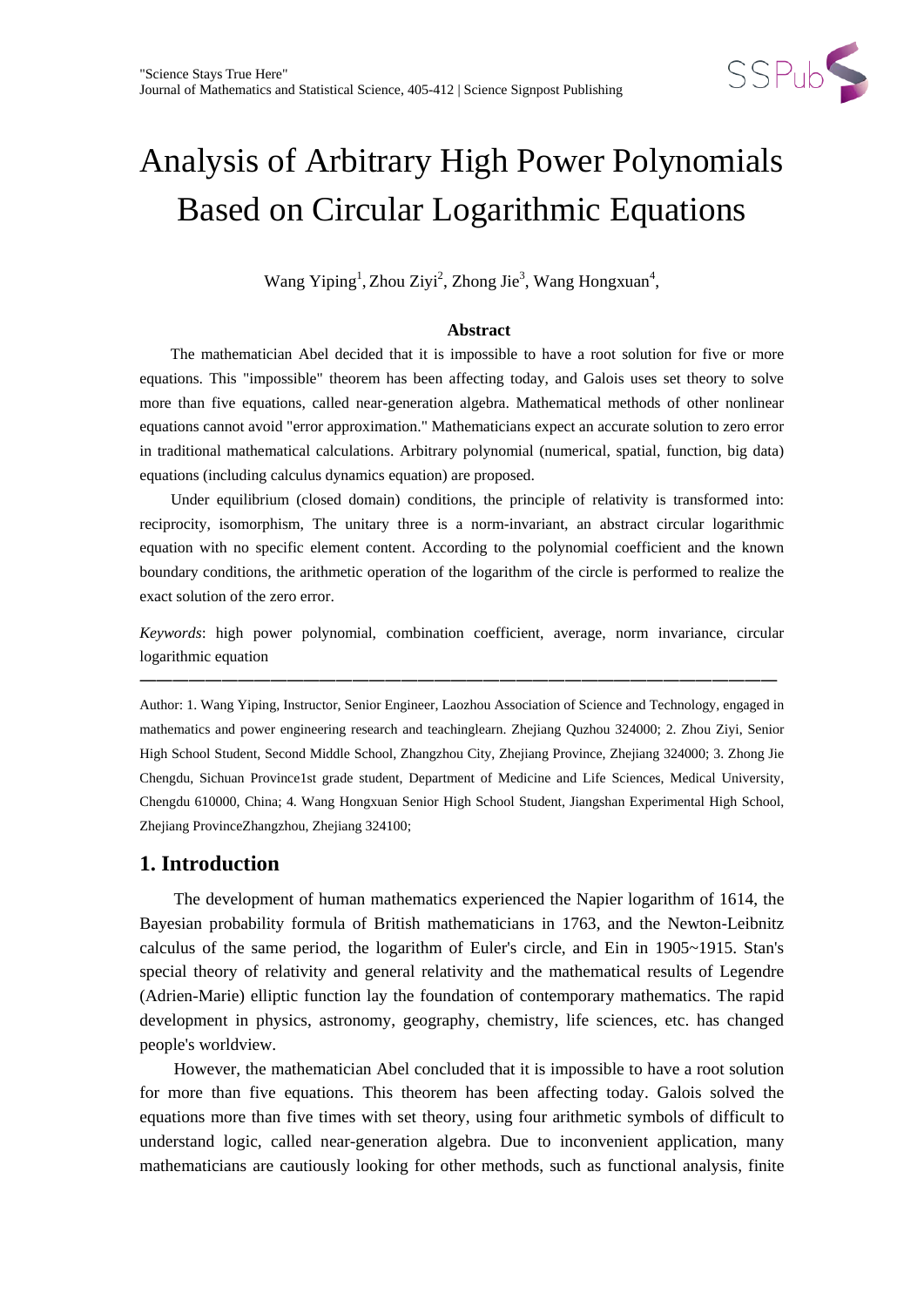# Analysis of Arbitrary High Power Polynomials Based on Circular Logarithmic Equations

Wang Yiping[1], Zhou Ziyi[2], Zhong Jie[3], Wang Hongxuan[4],

### Abstract

The mathematician Abel decided that it is impossible to have a root solution for five or more equations. This "impossible" theorem has been affecting today, and Galois uses set theory to solve more than five equations, called near-generation algebra. Mathematical methods of other nonlinear equations cannot avoid "error approximation." Mathematicians expect an accurate solution to zero error in traditional mathematical calculations. Arbitrary polynomial (numerical, spatial, function, big data) equations (including calculus dynamics equation) are proposed.

Under equilibrium (closed domain) conditions, the principle of relativity is transformed into: reciprocity, isomorphism, The unitary three is a norm-invariant, an abstract circular logarithmic equation with no specific element content. According to the polynomial coefficient and the known boundary conditions, the arithmetic operation of the logarithm of the circle is performed to realize the exact solution of the zero error.

*Keywords*: high power polynomial, combination coefficient, average, norm invariance, circular logarithmic equation

---

Author: 1. Wang Yiping, Instructor, Senior Engineer, Laozhou Association of Science and Technology, engaged in mathematics and power engineering research and teachinglearn. Zhejiang Quzhou 324000; 2. Zhou Ziyi, Senior High School Student, Second Middle School, Zhangzhou City, Zhejiang Province, Zhejiang 324000; 3. Zhong Jie Chengdu, Sichuan Province1st grade student, Department of Medicine and Life Sciences, Medical University, Chengdu 610000, China; 4. Wang Hongxuan Senior High School Student, Jiangshan Experimental High School, Zhejiang ProvinceZhangzhou, Zhejiang 324100;

## 1. Introduction

The development of human mathematics experienced the Napier logarithm of 1614, the Bayesian probability formula of British mathematicians in 1763, and the Newton-Leibnitz calculus of the same period, the logarithm of Euler's circle, and Ein in 1905~1915. Stan's special theory of relativity and general relativity and the mathematical results of Legendre (Adrien-Marie) elliptic function lay the foundation of contemporary mathematics. The rapid development in physics, astronomy, geography, chemistry, life sciences, etc. has changed people's worldview.

However, the mathematician Abel concluded that it is impossible to have a root solution for more than five equations. This theorem has been affecting today. Galois solved the equations more than five times with set theory, using four arithmetic symbols of difficult to understand logic, called near-generation algebra. Due to inconvenient application, many mathematicians are cautiously looking for other methods, such as functional analysis, finite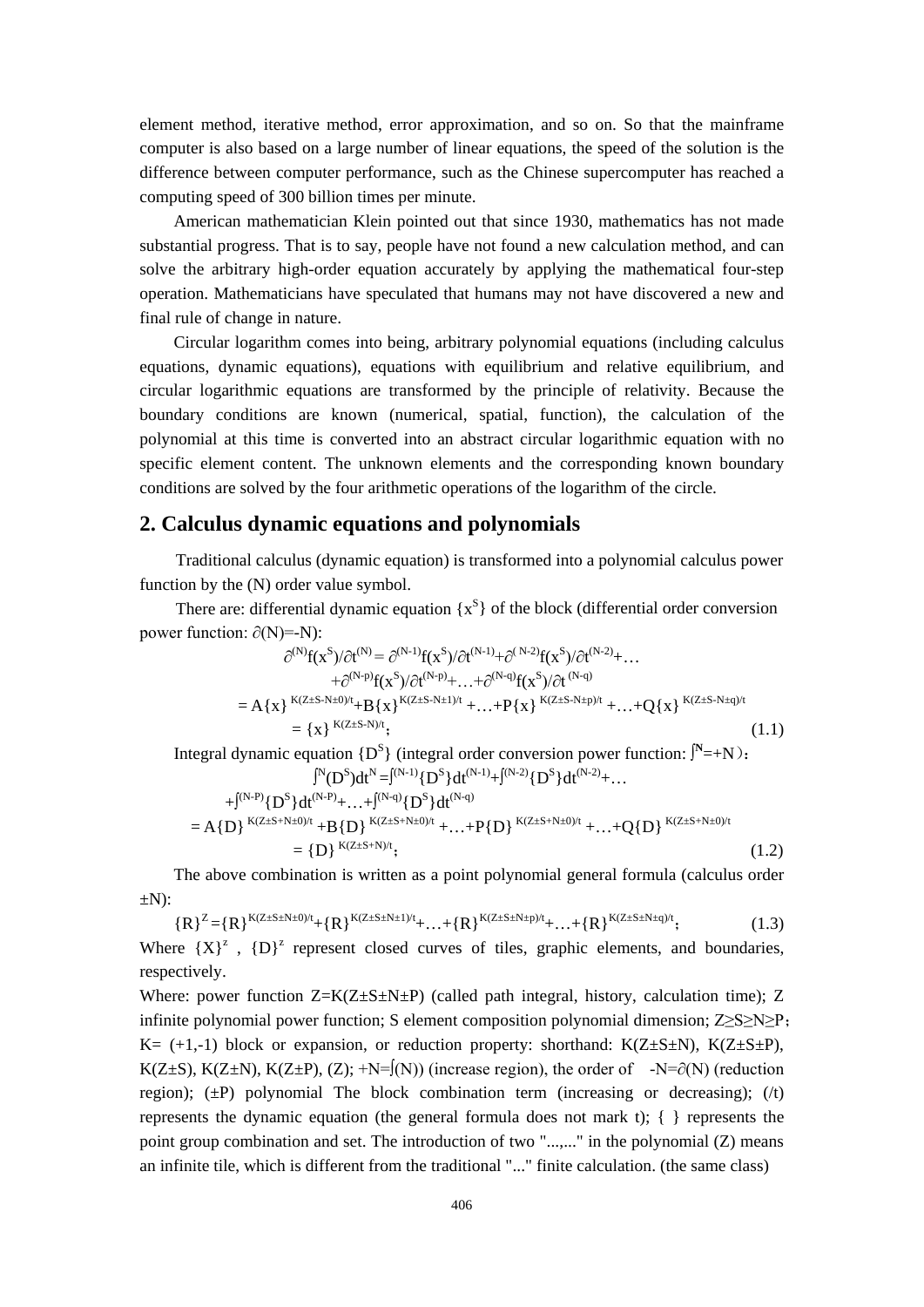element method, iterative method, error approximation, and so on. So that the mainframe computer is also based on a large number of linear equations, the speed of the solution is the difference between computer performance, such as the Chinese supercomputer has reached a computing speed of 300 billion times per minute.

American mathematician Klein pointed out that since 1930, mathematics has not made substantial progress. That is to say, people have not found a new calculation method, and can solve the arbitrary high-order equation accurately by applying the mathematical four-step operation. Mathematicians have speculated that humans may not have discovered a new and final rule of change in nature.

Circular logarithm comes into being, arbitrary polynomial equations (including calculus equations, dynamic equations), equations with equilibrium and relative equilibrium, and circular logarithmic equations are transformed by the principle of relativity. Because the boundary conditions are known (numerical, spatial, function), the calculation of the polynomial at this time is converted into an abstract circular logarithmic equation with no specific element content. The unknown elements and the corresponding known boundary conditions are solved by the four arithmetic operations of the logarithm of the circle.

## 2. Calculus dynamic equations and polynomials

Traditional calculus (dynamic equation) is transformed into a polynomial calculus power function by the (N) order value symbol.

There are: differential dynamic equation $\{x^S\}$ of the block (differential order conversion power function: $\partial(N)=-N$):

$$
\begin{aligned}
&\partial^{(N)}f(x^S)/\partial t^{(N)} = \partial^{(N-1)}f(x^S)/\partial t^{(N-1)}+\partial^{(N-2)}f(x^S)/\partial t^{(N-2)}+\ldots \\
&\quad +\partial^{(N-p)}f(x^S)/\partial t^{(N-p)}+\ldots+\partial^{(N-q)}f(x^S)/\partial t^{(N-q)} \\
&= A\{x\}^{K(Z\pm S-N\pm 0)/t}+B\{x\}^{K(Z\pm S-N\pm 1)/t}+\ldots+P\{x\}^{K(Z\pm S-N\pm p)/t}+\ldots+Q\{x\}^{K(Z\pm S-N\pm q)/t} \\
&= \{x\}^{K(Z\pm S-N)/t};
\end{aligned}
\tag{1.1}
$$

Integral dynamic equation $\{D^S\}$ (integral order conversion power function: $\int^{N}=+N$):

$$
\begin{aligned}
&\int^{N}(D^S)dt^N = \int^{(N-1)}\{D^S\}dt^{(N-1)}+\int^{(N-2)}\{D^S\}dt^{(N-2)}+\ldots \\
&\quad +\int^{(N-P)}\{D^S\}dt^{(N-P)}+\ldots+\int^{(N-q)}\{D^S\}dt^{(N-q)} \\
&= A\{D\}^{K(Z\pm S+N\pm 0)/t}+B\{D\}^{K(Z\pm S+N\pm 0)/t}+\ldots+P\{D\}^{K(Z\pm S+N\pm 0)/t}+\ldots+Q\{D\}^{K(Z\pm S+N\pm 0)/t} \\
&= \{D\}^{K(Z\pm S+N)/t};
\end{aligned}
\tag{1.2}
$$

The above combination is written as a point polynomial general formula (calculus order $\pm N$):

$$
\{R\}^{Z}=\{R\}^{K(Z\pm S\pm N\pm 0)/t}+\{R\}^{K(Z\pm S\pm N\pm 1)/t}+\ldots+\{R\}^{K(Z\pm S\pm N\pm p)/t}+\ldots+\{R\}^{K(Z\pm S\pm N\pm q)/t}; \tag{1.3}
$$

Where $\{X\}^z$ , $\{D\}^z$ represent closed curves of tiles, graphic elements, and boundaries, respectively.

Where: power function $Z=K(Z\pm S\pm N\pm P)$ (called path integral, history, calculation time); Z infinite polynomial power function; S element composition polynomial dimension; $Z\geq S\geq N\geq P$; K= (+1,-1) block or expansion, or reduction property: shorthand: $K(Z\pm S\pm N)$, $K(Z\pm S\pm P)$, $K(Z\pm S)$, $K(Z\pm N)$, $K(Z\pm P)$, (Z); $+N=\int(N)$) (increase region), the order of $-N=\partial(N)$ (reduction region); ($\pm P$) polynomial The block combination term (increasing or decreasing); (/t) represents the dynamic equation (the general formula does not mark t); { } represents the point group combination and set. The introduction of two "...,..." in the polynomial (Z) means an infinite tile, which is different from the traditional "..." finite calculation. (the same class)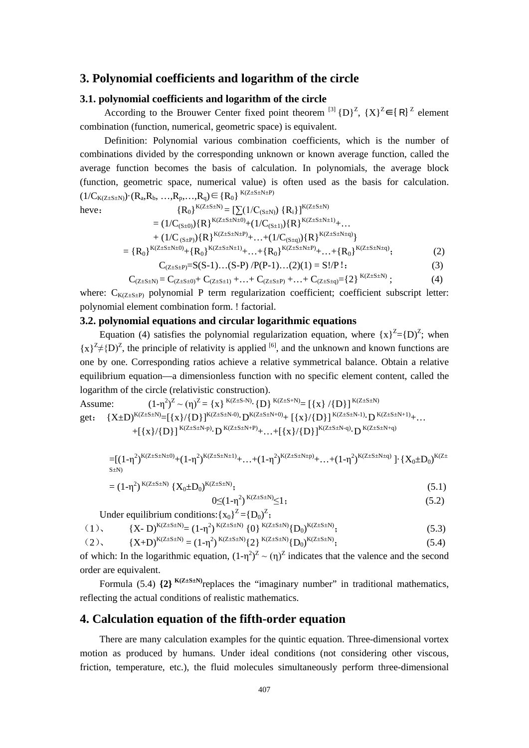## 3. Polynomial coefficients and logarithm of the circle

### 3.1. polynomial coefficients and logarithm of the circle

According to the Brouwer Center fixed point theorem [3] $\{D\}^Z$, $\{X\}^Z \in \{R\}^Z$ element combination (function, numerical, geometric space) is equivalent.

Definition: Polynomial various combination coefficients, which is the number of combinations divided by the corresponding unknown or known average function, called the average function becomes the basis of calculation. In polynomials, the average block (function, geometric space, numerical value) is often used as the basis for calculation. $(1/C_{K(Z\pm S\pm N)})\cdot(R_a,R_b,\ldots,R_p,\ldots,R_q)\in\{R_0\}^{K(Z\pm S\pm N\pm P)}$

heve：

$$\{R_0\}^{K(Z\pm S\pm N)} = [\sum(1/C_{(S\pm N)})\{R_i\}]^{K(Z\pm S\pm N)}$$

$$= (1/C_{(S\pm 0)})\{R\}^{K(Z\pm S\pm N\pm 0)}+(1/C_{(S\pm 1)})\{R\}^{K(Z\pm S\pm N\pm 1)}+\ldots$$

$$+ (1/C_{(S\pm P)})\{R\}^{K(Z\pm S\pm N\pm P)}+\ldots+(1/C_{(S\pm q)})\{R\}^{K(Z\pm S\pm N\pm q)}\}$$

$$= \{R_0\}^{K(Z\pm S\pm N\pm 0)}+\{R_0\}^{K(Z\pm S\pm N\pm 1)}+\ldots+\{R_0\}^{K(Z\pm S\pm N\pm P)}+\ldots+\{R_0\}^{K(Z\pm S\pm N\pm q)}; \quad (2)$$

$$C_{(Z\pm S\pm P)}=S(S-1)\ldots(S-P)/P(P-1)\ldots(2)(1) = S!/P!; \quad (3)$$

$$C_{(Z\pm S\pm N)} = C_{(Z\pm S\pm 0)}+ C_{(Z\pm S\pm 1)} +\ldots+ C_{(Z\pm S\pm P)} +\ldots+ C_{(Z\pm S\pm q)}=\{2\}^{K(Z\pm S\pm N)}; \quad (4)$$

where: $C_{K(Z\pm S\pm P)}$ polynomial P term regularization coefficient; coefficient subscript letter: polynomial element combination form. ! factorial.

### 3.2. polynomial equations and circular logarithmic equations

Equation (4) satisfies the polynomial regularization equation, where $\{x\}^Z=\{D)^Z$; when $\{x\}^Z\neq\{D)^Z$, the principle of relativity is applied [6], and the unknown and known functions are one by one. Corresponding ratios achieve a relative symmetrical balance. Obtain a relative equilibrium equation—a dimensionless function with no specific element content, called the logarithm of the circle (relativistic construction).

Assume: $\quad (1-\eta^2)^Z \sim (\eta)^Z = \{x\}^{K(Z\pm S-N)}\cdot\{D\}^{K(Z\pm S+N)}= [\{x\}/\{D\}]^{K(Z\pm S\pm N)}$

get： $\{X\pm D\}^{K(Z\pm S\pm N)}=[\{x\}/\{D\}]^{K(Z\pm S\pm N-0)}\cdot D^{K(Z\pm S\pm N+0)}+ [\{x\}/\{D\}]^{K(Z\pm S\pm N-1)}\cdot D^{K(Z\pm S\pm N+1)}+\ldots$

$$+[\{x\}/\{D\}]^{K(Z\pm S\pm N-p)}\cdot D^{K(Z\pm S\pm N+P)}+\ldots+[\{x\}/\{D\}]^{K(Z\pm S\pm N-q)}\cdot D^{K(Z\pm S\pm N+q)}$$

$$=[(1-\eta^2)^{K(Z\pm S\pm N\pm 0)}+(1-\eta^2)^{K(Z\pm S\pm N\pm 1)}+\ldots+(1-\eta^2)^{K(Z\pm S\pm N\pm p)}+\ldots+(1-\eta^2)^{K(Z\pm S\pm N\pm q)}]\cdot\{X_0\pm D_0\}^{K(Z\pm S\pm N)}$$

$$= (1-\eta^2)^{K(Z\pm S\pm N)}\{X_0\pm D_0\}^{K(Z\pm S\pm N)}; \quad (5.1)$$

$$0\leq(1-\eta^2)^{K(Z\pm S\pm N)}\leq 1; \quad (5.2)$$

Under equilibrium conditions: $\{x_0\}^Z=\{D_0\}^Z$;

（1）、 $\{X- D\}^{K(Z\pm S\pm N)}= (1-\eta^2)^{K(Z\pm S\pm N)}\{0\}^{K(Z\pm S\pm N)}\{D_0\}^{K(Z\pm S\pm N)}; \quad (5.3)$

（2）、 $\{X+D\}^{K(Z\pm S\pm N)} = (1-\eta^2)^{K(Z\pm S\pm N)}\{2\}^{K(Z\pm S\pm N)}\{D_0\}^{K(Z\pm S\pm N)}; \quad (5.4)$

of which: In the logarithmic equation, $(1-\eta^2)^Z \sim (\eta)^Z$ indicates that the valence and the second order are equivalent.

Formula (5.4) $\mathbf{\{2\}^{K(Z\pm S\pm N)}}$ replaces the “imaginary number” in traditional mathematics, reflecting the actual conditions of realistic mathematics.

## 4. Calculation equation of the fifth-order equation

There are many calculation examples for the quintic equation. Three-dimensional vortex motion as produced by humans. Under ideal conditions (not considering other viscous, friction, temperature, etc.), the fluid molecules simultaneously perform three-dimensional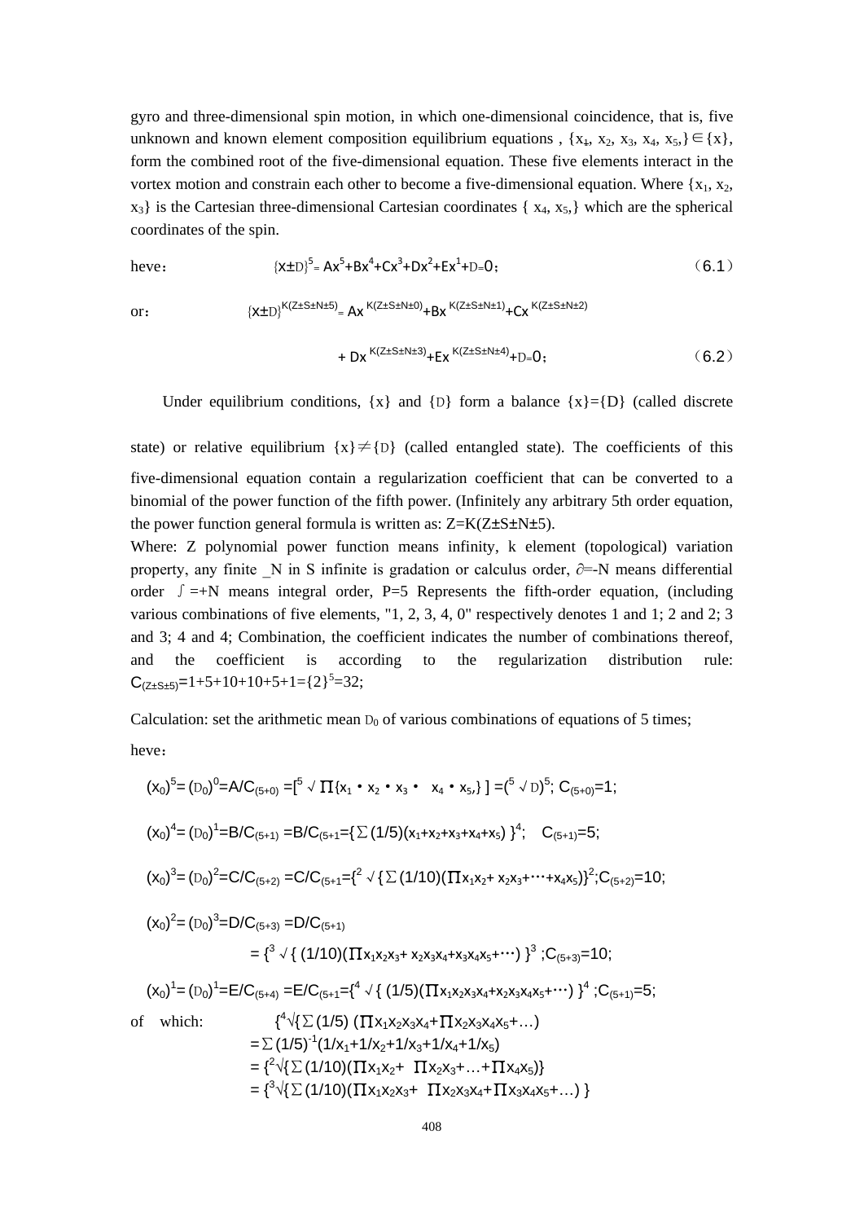gyro and three-dimensional spin motion, in which one-dimensional coincidence, that is, five unknown and known element composition equilibrium equations , $\{x_1, x_2, x_3, x_4, x_5,\} \in \{x\}$, form the combined root of the five-dimensional equation. These five elements interact in the vortex motion and constrain each other to become a five-dimensional equation. Where $\{x_1, x_2, x_3\}$ is the Cartesian three-dimensional Cartesian coordinates $\{x_4, x_5,\}$ which are the spherical coordinates of the spin.

heve：

$$\{x \pm D\}^5 = Ax^5+Bx^4+Cx^3+Dx^2+Ex^1+D=0; \qquad (6.1)$$

or：

$$\{x \pm D\}^{K(Z\pm S\pm N\pm 5)} = Ax^{K(Z\pm S\pm N\pm 0)}+Bx^{K(Z\pm S\pm N\pm 1)}+Cx^{K(Z\pm S\pm N\pm 2)} + Dx^{K(Z\pm S\pm N\pm 3)}+Ex^{K(Z\pm S\pm N\pm 4)}+D=0; \qquad (6.2)$$

Under equilibrium conditions, $\{x\}$ and $\{D\}$ form a balance $\{x\}=\{D\}$ (called discrete state) or relative equilibrium $\{x\} \neq \{D\}$ (called entangled state). The coefficients of this five-dimensional equation contain a regularization coefficient that can be converted to a binomial of the power function of the fifth power. (Infinitely any arbitrary 5th order equation, the power function general formula is written as: $Z=K(Z\pm S\pm N\pm 5)$.

Where: Z polynomial power function means infinity, k element (topological) variation property, any finite _N in S infinite is gradation or calculus order, $\partial$=-N means differential order $\int$=+N means integral order, P=5 Represents the fifth-order equation, (including various combinations of five elements, "1, 2, 3, 4, 0" respectively denotes 1 and 1; 2 and 2; 3 and 3; 4 and 4; Combination, the coefficient indicates the number of combinations thereof, and the coefficient is according to the regularization distribution rule: $C_{(Z\pm S\pm 5)}=1+5+10+10+5+1=\{2\}^5=32$;

Calculation: set the arithmetic mean $D_0$ of various combinations of equations of 5 times;

heve：

$$(x_0)^5=(D_0)^0=A/C_{(5+0)}=[\sqrt[5]{\prod\{x_1 \cdot x_2 \cdot x_3 \cdot \ x_4 \cdot x_5,\}}\,]=(\sqrt[5]{D})^5;\ C_{(5+0)}=1;$$

$$(x_0)^4=(D_0)^1=B/C_{(5+1)}=B/C_{(5+1)}=\{\sum(1/5)(x_1+x_2+x_3+x_4+x_5)\}^4;\quad C_{(5+1)}=5;$$

$$(x_0)^3=(D_0)^2=C/C_{(5+2)}=C/C_{(5+1)}=\{\sqrt[2]{\{\sum(1/10)(\prod x_1x_2+x_2x_3+\cdots+x_4x_5)\}}\}^2;C_{(5+2)}=10;$$

$$(x_0)^2=(D_0)^3=D/C_{(5+3)}=D/C_{(5+1)}$$

$$=\{\sqrt[3]{\{(1/10)(\prod x_1x_2x_3+x_2x_3x_4+x_3x_4x_5+\cdots)\}}\}^3;C_{(5+3)}=10;$$

$$(x_0)^1=(D_0)^1=E/C_{(5+4)}=E/C_{(5+1)}=\{\sqrt[4]{\{(1/5)(\prod x_1x_2x_3x_4+x_2x_3x_4x_5+\cdots)\}}\}^4;C_{(5+1)}=5;$$

of which:

$$\{\sqrt[4]{\{\sum(1/5)(\prod x_1x_2x_3x_4+\prod x_2x_3x_4x_5+\ldots)}$$

$$=\sum(1/5)^{-1}(1/x_1+1/x_2+1/x_3+1/x_4+1/x_5)$$

$$=\{\sqrt[2]{\{\sum(1/10)(\prod x_1x_2+\ \prod x_2x_3+\ldots+\prod x_4x_5)\}}$$

$$=\{\sqrt[3]{\{\sum(1/10)(\prod x_1x_2x_3+\ \prod x_2x_3x_4+\prod x_3x_4x_5+\ldots)\}}$$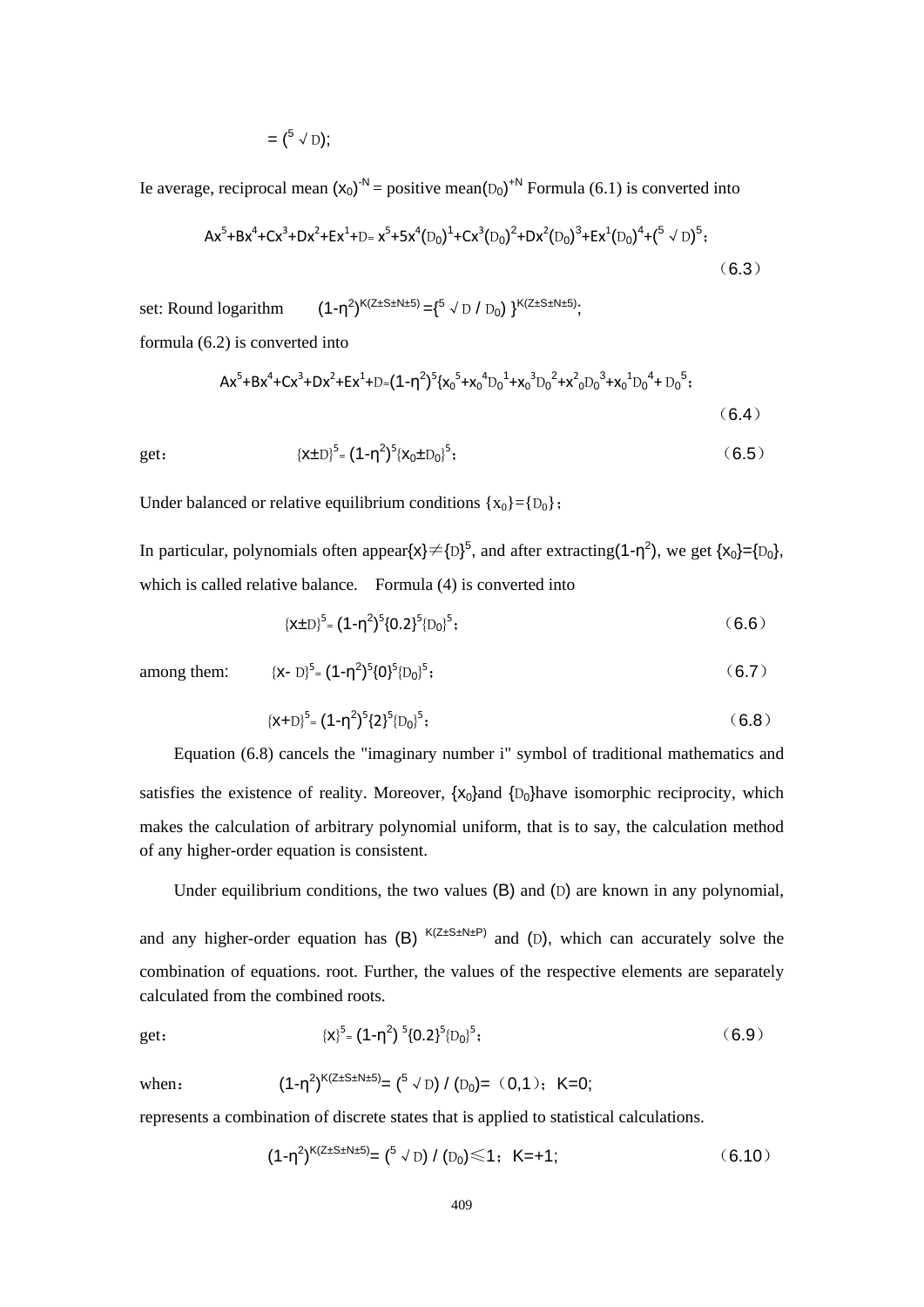$$= (\sqrt[5]{D});$$

Ie average, reciprocal mean $(x_0)^{-N}$ = positive mean$(D_0)^{+N}$ Formula (6.1) is converted into

$$Ax^5+Bx^4+Cx^3+Dx^2+Ex^1+D= x^5+5x^4(D_0)^1+Cx^3(D_0)^2+Dx^2(D_0)^3+Ex^1(D_0)^4+(\sqrt[5]{D})^5; \tag{6.3}$$

set: Round logarithm $(1-\eta^2)^{K(Z\pm S\pm N\pm 5)} =\{\sqrt[5]{D} / D_0\}^{K(Z\pm S\pm N\pm 5)}$;

formula (6.2) is converted into

$$Ax^5+Bx^4+Cx^3+Dx^2+Ex^1+D=(1-\eta^2)^5\{x_0^5+x_0^4D_0^1+x_0^3D_0^2+x^2_0D_0^3+x_0^1D_0^4+ D_0^5; \tag{6.4}$$

get:

$$\{x\pm D\}^5= (1-\eta^2)^5\{x_0\pm D_0\}^5; \tag{6.5}$$

Under balanced or relative equilibrium conditions $\{x_0\}=\{D_0\}$;

In particular, polynomials often appear$\{x\}\neq\{D\}^5$, and after extracting$(1-\eta^2)$, we get $\{x_0\}=\{D_0\}$, which is called relative balance. Formula (4) is converted into

$$\{x\pm D\}^5= (1-\eta^2)^5\{0.2\}^5\{D_0\}^5; \tag{6.6}$$

among them:

$$\{x- D\}^5= (1-\eta^2)^5\{0\}^5\{D_0\}^5; \tag{6.7}$$

$$\{x+D\}^5= (1-\eta^2)^5\{2\}^5\{D_0\}^5; \tag{6.8}$$

Equation (6.8) cancels the "imaginary number i" symbol of traditional mathematics and satisfies the existence of reality. Moreover, $\{x_0\}$and $\{D_0\}$have isomorphic reciprocity, which makes the calculation of arbitrary polynomial uniform, that is to say, the calculation method of any higher-order equation is consistent.

Under equilibrium conditions, the two values (B) and (D) are known in any polynomial, and any higher-order equation has $(B)^{K(Z\pm S\pm N\pm P)}$ and (D), which can accurately solve the combination of equations. root. Further, the values of the respective elements are separately calculated from the combined roots.

get:

$$\{x\}^5= (1-\eta^2)^5\{0.2\}^5\{D_0\}^5; \tag{6.9}$$

when: $(1-\eta^2)^{K(Z\pm S\pm N\pm 5)}= (\sqrt[5]{D}) / (D_0)=(0,1)$; K=0;

represents a combination of discrete states that is applied to statistical calculations.

$$(1-\eta^2)^{K(Z\pm S\pm N\pm 5)}= (\sqrt[5]{D}) / (D_0)\leqslant 1;\ K=+1; \tag{6.10}$$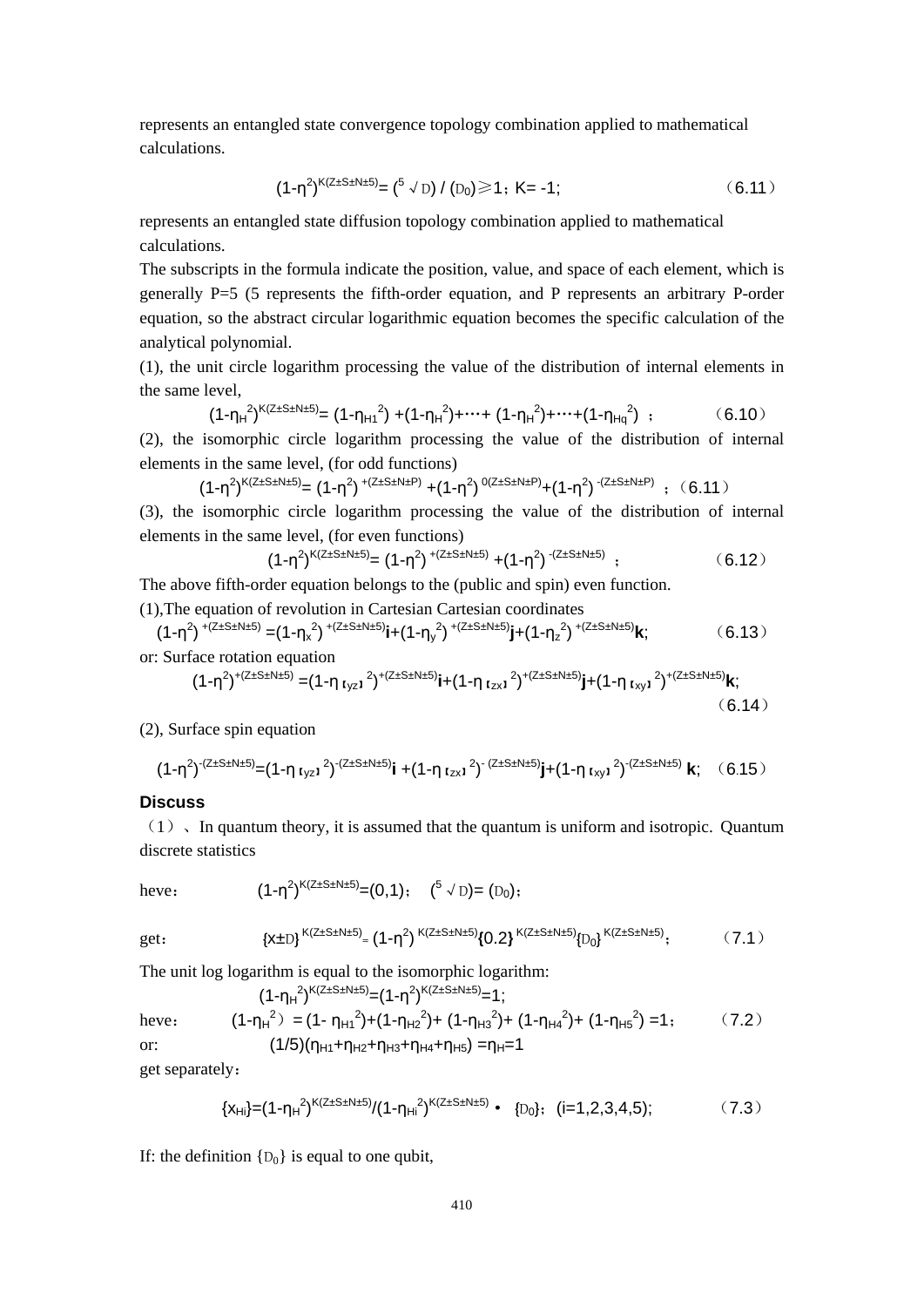represents an entangled state convergence topology combination applied to mathematical calculations.

$$(1-\eta^2)^{K(Z\pm S\pm N\pm 5)}= (\sqrt[5]{D}) / (D_0)\geqslant 1；K= -1; \qquad (6.11)$$

represents an entangled state diffusion topology combination applied to mathematical calculations.

The subscripts in the formula indicate the position, value, and space of each element, which is generally P=5 (5 represents the fifth-order equation, and P represents an arbitrary P-order equation, so the abstract circular logarithmic equation becomes the specific calculation of the analytical polynomial.

(1), the unit circle logarithm processing the value of the distribution of internal elements in the same level,

$$(1-\eta_H^2)^{K(Z\pm S\pm N\pm 5)}= (1-\eta_{H1}^2) +(1-\eta_H^2)+\cdots+ (1-\eta_H^2)+\cdots+(1-\eta_{Hq}^2) \;； \qquad (6.10)$$

(2), the isomorphic circle logarithm processing the value of the distribution of internal elements in the same level, (for odd functions)

$$(1-\eta^2)^{K(Z\pm S\pm N\pm 5)}= (1-\eta^2)^{+(Z\pm S\pm N\pm P)} +(1-\eta^2)^{0(Z\pm S\pm N\pm P)}+(1-\eta^2)^{-(Z\pm S\pm N\pm P)} \;；\qquad (6.11)$$

(3), the isomorphic circle logarithm processing the value of the distribution of internal elements in the same level, (for even functions)

$$(1-\eta^2)^{K(Z\pm S\pm N\pm 5)}= (1-\eta^2)^{+(Z\pm S\pm N\pm 5)} +(1-\eta^2)^{-(Z\pm S\pm N\pm 5)} \;； \qquad (6.12)$$

The above fifth-order equation belongs to the (public and spin) even function.

(1),The equation of revolution in Cartesian Cartesian coordinates

$$(1-\eta^2)^{+(Z\pm S\pm N\pm 5)} =(1-\eta_x^2)^{+(Z\pm S\pm N\pm 5)}\mathbf{i}+(1-\eta_y^2)^{+(Z\pm S\pm N\pm 5)}\mathbf{j}+(1-\eta_z^2)^{+(Z\pm S\pm N\pm 5)}\mathbf{k}; \qquad (6.13)$$

or: Surface rotation equation

$$(1-\eta^2)^{+(Z\pm S\pm N\pm 5)} =(1-\eta_{[yz]}^2)^{+(Z\pm S\pm N\pm 5)}\mathbf{i}+(1-\eta_{[zx]}^2)^{+(Z\pm S\pm N\pm 5)}\mathbf{j}+(1-\eta_{[xy]}^2)^{+(Z\pm S\pm N\pm 5)}\mathbf{k}; \qquad (6.14)$$

(2), Surface spin equation

$$(1-\eta^2)^{-(Z\pm S\pm N\pm 5)}=(1-\eta_{[yz]}^2)^{-(Z\pm S\pm N\pm 5)}\mathbf{i} +(1-\eta_{[zx]}^2)^{-(Z\pm S\pm N\pm 5)}\mathbf{j}+(1-\eta_{[xy]}^2)^{-(Z\pm S\pm N\pm 5)}\mathbf{k}; \qquad (6.15)$$

**Discuss**

（1）、In quantum theory, it is assumed that the quantum is uniform and isotropic. Quantum discrete statistics

heve： $(1-\eta^2)^{K(Z\pm S\pm N\pm 5)}=(0,1)$； $(\sqrt[5]{D})= (D_0)$；

get： $$\{x\pm D\}^{K(Z\pm S\pm N\pm 5)}= (1-\eta^2)^{K(Z\pm S\pm N\pm 5)}\{0.2\}^{K(Z\pm S\pm N\pm 5)}\{D_0\}^{K(Z\pm S\pm N\pm 5)}; \qquad (7.1)$$

The unit log logarithm is equal to the isomorphic logarithm:

$$(1-\eta_H^2)^{K(Z\pm S\pm N\pm 5)}=(1-\eta^2)^{K(Z\pm S\pm N\pm 5)}=1;$$

heve： $$(1-\eta_H^2) = (1- \eta_{H1}^2)+(1-\eta_{H2}^2)+ (1-\eta_{H3}^2)+ (1-\eta_{H4}^2)+ (1-\eta_{H5}^2) =1; \qquad (7.2)$$

or: $$(1/5)(\eta_{H1}+\eta_{H2}+\eta_{H3}+\eta_{H4}+\eta_{H5}) =\eta_H=1$$

get separately：

$$\{x_{Hi}\}=(1-\eta_H^2)^{K(Z\pm S\pm N\pm 5)}/(1-\eta_{Hi}^2)^{K(Z\pm S\pm N\pm 5)} \bullet \{D_0\}; \;(i=1,2,3,4,5); \qquad (7.3)$$

If: the definition $\{D_0\}$ is equal to one qubit,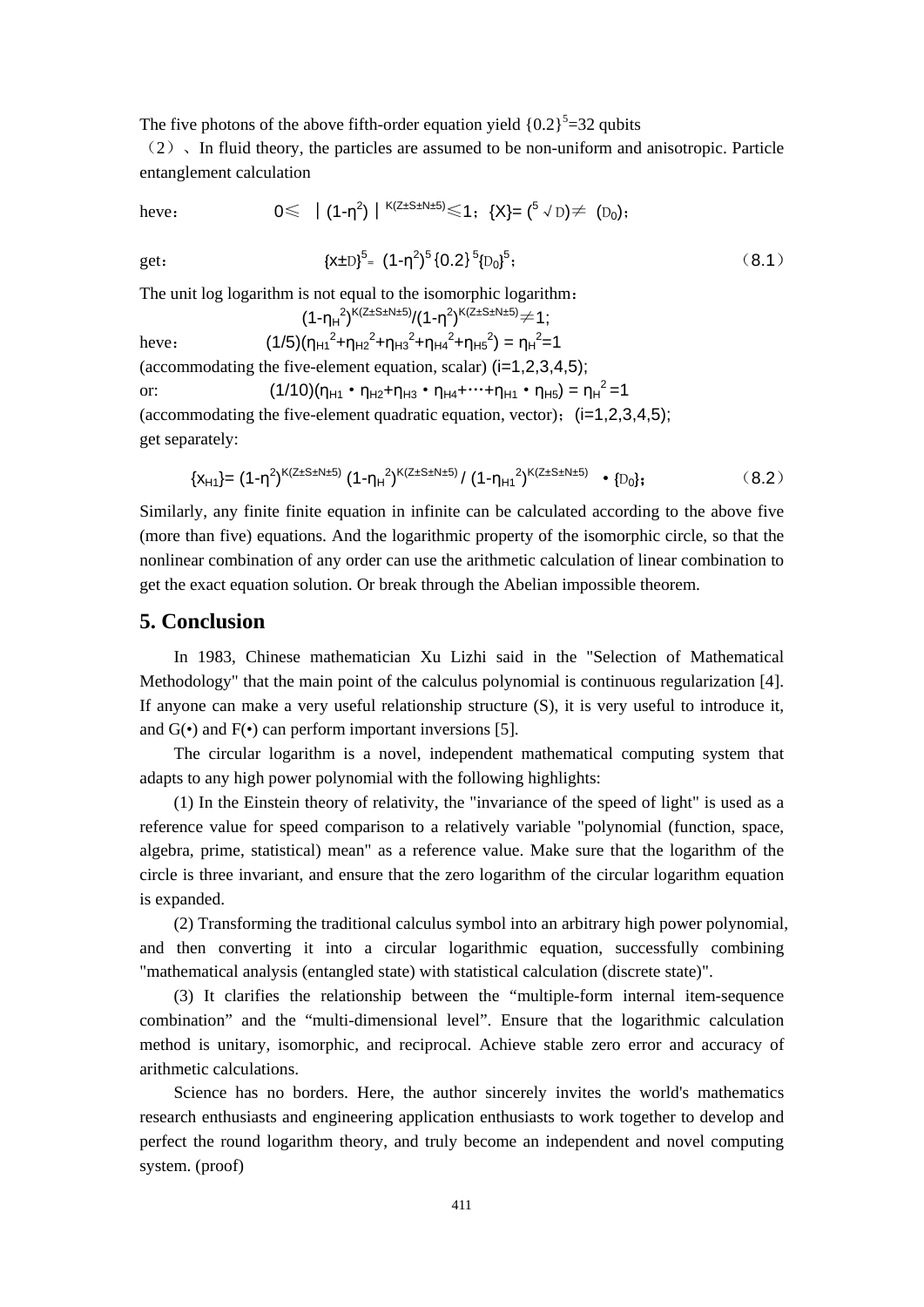The five photons of the above fifth-order equation yield $\{0.2\}^5=32$ qubits

（2）、In fluid theory, the particles are assumed to be non-uniform and anisotropic. Particle entanglement calculation

heve： $0\leqslant \mid (1-\eta^2) \mid ^{K(Z\pm S\pm N\pm 5)} \leqslant 1$；$\{X\}=(^5\sqrt{D})\neq (D_0)$；

get： $$\{x\pm D\}^5=(1-\eta^2)^5\{0.2\}^5\{D_0\}^5; \qquad (8.1)$$

The unit log logarithm is not equal to the isomorphic logarithm：

$$(1-\eta_H^2)^{K(Z\pm S\pm N\pm 5)}/(1-\eta^2)^{K(Z\pm S\pm N\pm 5)}\neq 1;$$

heve： $(1/5)(\eta_{H1}^2+\eta_{H2}^2+\eta_{H3}^2+\eta_{H4}^2+\eta_{H5}^2)=\eta_H^2=1$

(accommodating the five-element equation, scalar) $(i=1,2,3,4,5)$;

or: $(1/10)(\eta_{H1}\cdot\eta_{H2}+\eta_{H3}\cdot\eta_{H4}+\cdots+\eta_{H1}\cdot\eta_{H5})=\eta_H^2=1$

(accommodating the five-element quadratic equation, vector)；$(i=1,2,3,4,5)$;

get separately:

$$\{x_{H1}\}=(1-\eta^2)^{K(Z\pm S\pm N\pm 5)}(1-\eta_H^2)^{K(Z\pm S\pm N\pm 5)}/(1-\eta_{H1}^2)^{K(Z\pm S\pm N\pm 5)}\cdot\{D_0\}; \qquad (8.2)$$

Similarly, any finite finite equation in infinite can be calculated according to the above five (more than five) equations. And the logarithmic property of the isomorphic circle, so that the nonlinear combination of any order can use the arithmetic calculation of linear combination to get the exact equation solution. Or break through the Abelian impossible theorem.

## 5. Conclusion

In 1983, Chinese mathematician Xu Lizhi said in the "Selection of Mathematical Methodology" that the main point of the calculus polynomial is continuous regularization [4]. If anyone can make a very useful relationship structure (S), it is very useful to introduce it, and G(•) and F(•) can perform important inversions [5].

The circular logarithm is a novel, independent mathematical computing system that adapts to any high power polynomial with the following highlights:

(1) In the Einstein theory of relativity, the "invariance of the speed of light" is used as a reference value for speed comparison to a relatively variable "polynomial (function, space, algebra, prime, statistical) mean" as a reference value. Make sure that the logarithm of the circle is three invariant, and ensure that the zero logarithm of the circular logarithm equation is expanded.

(2) Transforming the traditional calculus symbol into an arbitrary high power polynomial, and then converting it into a circular logarithmic equation, successfully combining "mathematical analysis (entangled state) with statistical calculation (discrete state)".

(3) It clarifies the relationship between the “multiple-form internal item-sequence combination” and the “multi-dimensional level”. Ensure that the logarithmic calculation method is unitary, isomorphic, and reciprocal. Achieve stable zero error and accuracy of arithmetic calculations.

Science has no borders. Here, the author sincerely invites the world's mathematics research enthusiasts and engineering application enthusiasts to work together to develop and perfect the round logarithm theory, and truly become an independent and novel computing system. (proof)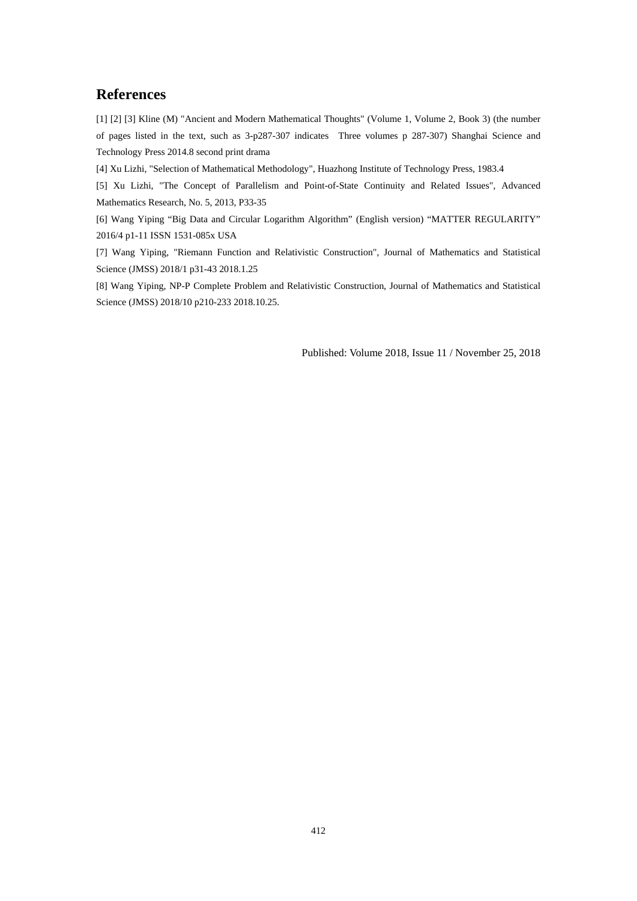## References

[1] [2] [3] Kline (M) "Ancient and Modern Mathematical Thoughts" (Volume 1, Volume 2, Book 3) (the number of pages listed in the text, such as 3-p287-307 indicates Three volumes p 287-307) Shanghai Science and Technology Press 2014.8 second print drama

[4] Xu Lizhi, "Selection of Mathematical Methodology", Huazhong Institute of Technology Press, 1983.4

[5] Xu Lizhi, "The Concept of Parallelism and Point-of-State Continuity and Related Issues", Advanced Mathematics Research, No. 5, 2013, P33-35

[6] Wang Yiping "Big Data and Circular Logarithm Algorithm" (English version) "MATTER REGULARITY" 2016/4 p1-11 ISSN 1531-085x USA

[7] Wang Yiping, "Riemann Function and Relativistic Construction", Journal of Mathematics and Statistical Science (JMSS) 2018/1 p31-43 2018.1.25

[8] Wang Yiping, NP-P Complete Problem and Relativistic Construction, Journal of Mathematics and Statistical Science (JMSS) 2018/10 p210-233 2018.10.25.

Published: Volume 2018, Issue 11 / November 25, 2018